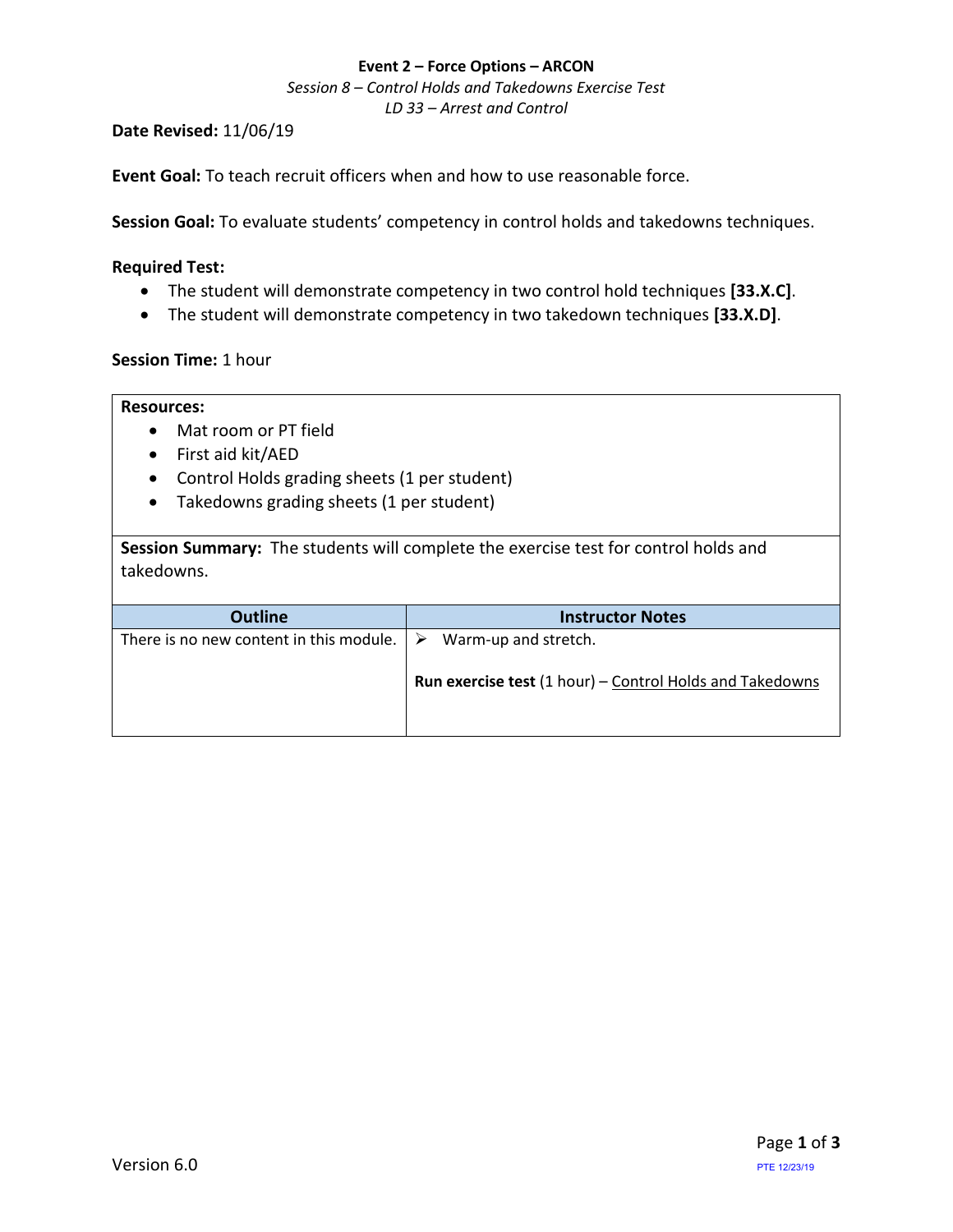**Event 2 – Force Options – ARCON**

*Session 8 – Control Holds and Takedowns Exercise Test*

*LD 33 – Arrest and Control*

**Date Revised:** 11/06/19

**Event Goal:** To teach recruit officers when and how to use reasonable force.

**Session Goal:** To evaluate students' competency in control holds and takedowns techniques.

**Required Test:**

- The student will demonstrate competency in two control hold techniques **[33.X.C]**.
- The student will demonstrate competency in two takedown techniques **[33.X.D]**.

**Session Time:** 1 hour

**Resources:**

- Mat room or PT field
- First aid kit/AED
- Control Holds grading sheets (1 per student)
- Takedowns grading sheets (1 per student)

**Session Summary:** The students will complete the exercise test for control holds and takedowns.

| Outline | Instructor Notes |
| --- | --- |
| There is no new content in this module. | ➢ Warm-up and stretch.<br><br>**Run exercise test** (1 hour) – Control Holds and Takedowns |

Version 6.0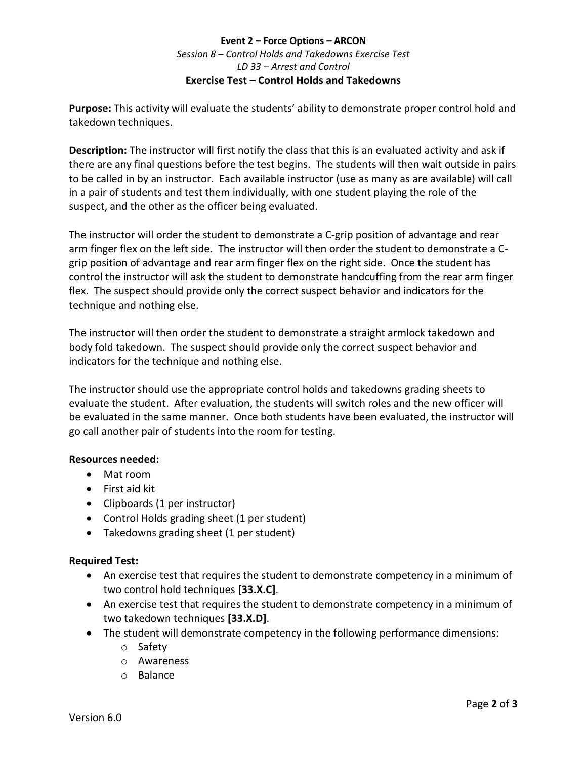**Event 2 – Force Options – ARCON**

*Session 8 – Control Holds and Takedowns Exercise Test*

*LD 33 – Arrest and Control*

**Exercise Test – Control Holds and Takedowns**

**Purpose:** This activity will evaluate the students' ability to demonstrate proper control hold and takedown techniques.

**Description:** The instructor will first notify the class that this is an evaluated activity and ask if there are any final questions before the test begins. The students will then wait outside in pairs to be called in by an instructor. Each available instructor (use as many as are available) will call in a pair of students and test them individually, with one student playing the role of the suspect, and the other as the officer being evaluated.

The instructor will order the student to demonstrate a C-grip position of advantage and rear arm finger flex on the left side. The instructor will then order the student to demonstrate a C-grip position of advantage and rear arm finger flex on the right side. Once the student has control the instructor will ask the student to demonstrate handcuffing from the rear arm finger flex. The suspect should provide only the correct suspect behavior and indicators for the technique and nothing else.

The instructor will then order the student to demonstrate a straight armlock takedown and body fold takedown. The suspect should provide only the correct suspect behavior and indicators for the technique and nothing else.

The instructor should use the appropriate control holds and takedowns grading sheets to evaluate the student. After evaluation, the students will switch roles and the new officer will be evaluated in the same manner. Once both students have been evaluated, the instructor will go call another pair of students into the room for testing.

**Resources needed:**

- Mat room
- First aid kit
- Clipboards (1 per instructor)
- Control Holds grading sheet (1 per student)
- Takedowns grading sheet (1 per student)

**Required Test:**

- An exercise test that requires the student to demonstrate competency in a minimum of two control hold techniques **[33.X.C]**.
- An exercise test that requires the student to demonstrate competency in a minimum of two takedown techniques **[33.X.D]**.
- The student will demonstrate competency in the following performance dimensions:
    - Safety
    - Awareness
    - Balance

Version 6.0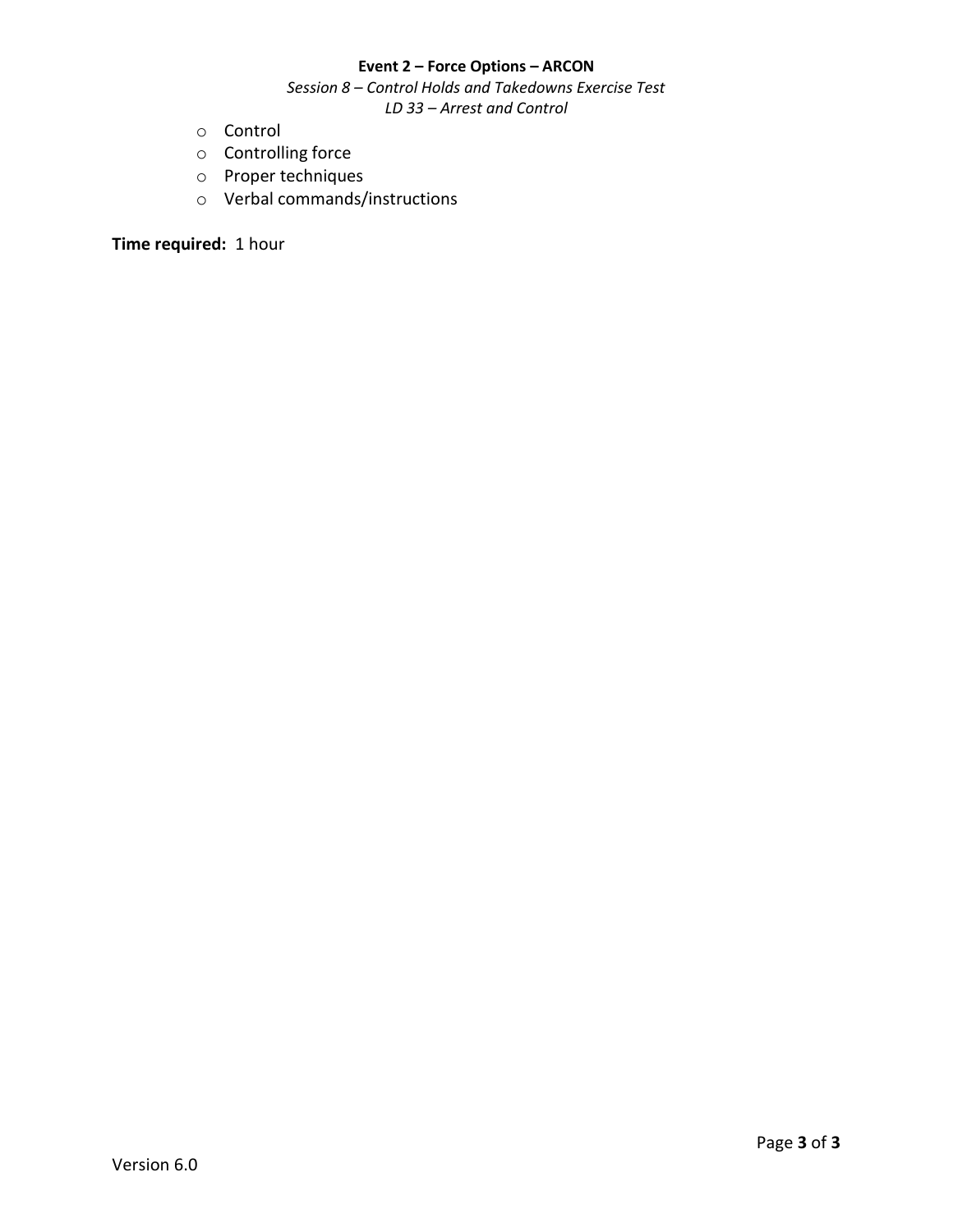- Control
- Controlling force
- Proper techniques
- Verbal commands/instructions

**Time required:** 1 hour